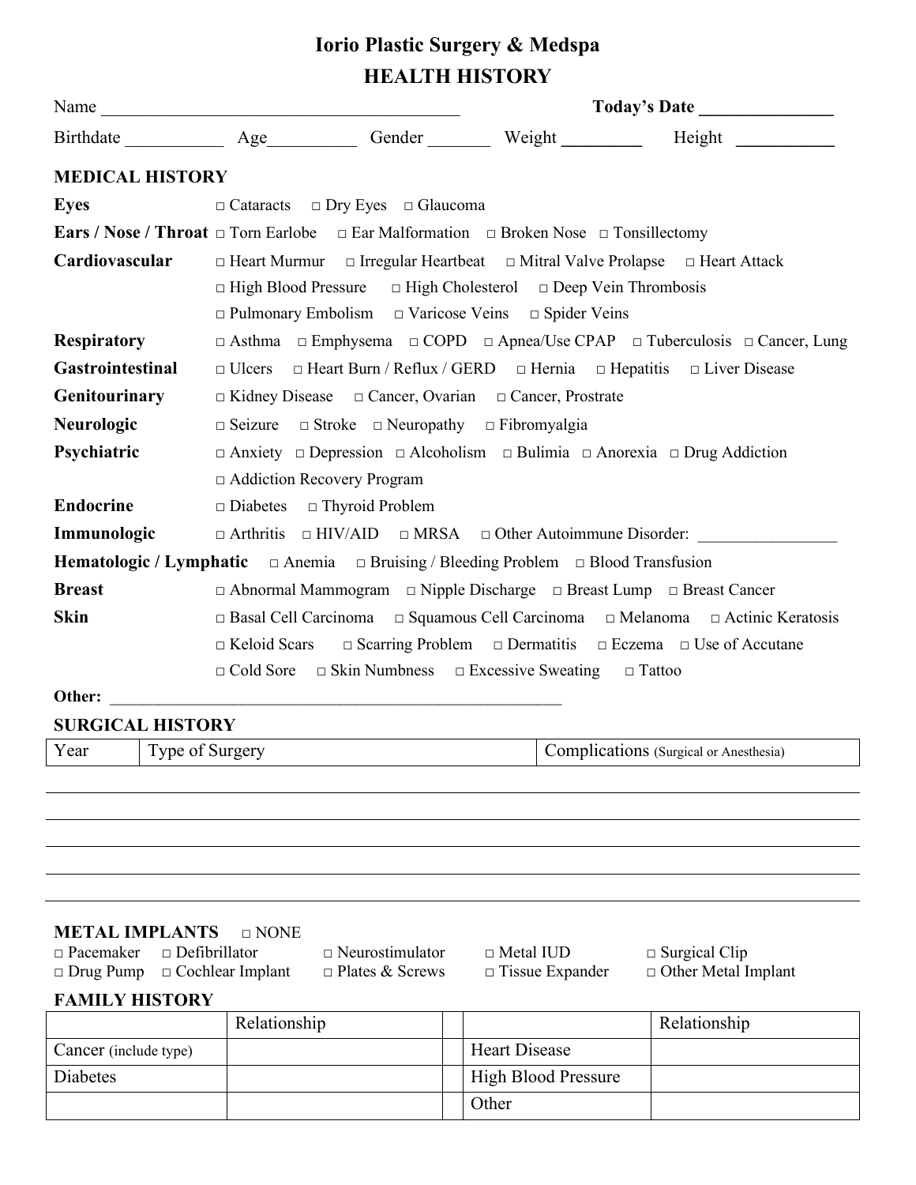# Iorio Plastic Surgery & Medspa

## HEALTH HISTORY

Name ________________________________________ **Today's Date** _______________

Birthdate ___________ Age__________ Gender _______ Weight _________ Height ___________

### MEDICAL HISTORY

**Eyes** □ Cataracts □ Dry Eyes □ Glaucoma

**Ears / Nose / Throat** □ Torn Earlobe □ Ear Malformation □ Broken Nose □ Tonsillectomy

**Cardiovascular** □ Heart Murmur □ Irregular Heartbeat □ Mitral Valve Prolapse □ Heart Attack □ High Blood Pressure □ High Cholesterol □ Deep Vein Thrombosis □ Pulmonary Embolism □ Varicose Veins □ Spider Veins

**Respiratory** □ Asthma □ Emphysema □ COPD □ Apnea/Use CPAP □ Tuberculosis □ Cancer, Lung

**Gastrointestinal** □ Ulcers □ Heart Burn / Reflux / GERD □ Hernia □ Hepatitis □ Liver Disease

**Genitourinary** □ Kidney Disease □ Cancer, Ovarian □ Cancer, Prostrate

**Neurologic** □ Seizure □ Stroke □ Neuropathy □ Fibromyalgia

**Psychiatric** □ Anxiety □ Depression □ Alcoholism □ Bulimia □ Anorexia □ Drug Addiction □ Addiction Recovery Program

**Endocrine** □ Diabetes □ Thyroid Problem

**Immunologic** □ Arthritis □ HIV/AID □ MRSA □ Other Autoimmune Disorder: ________________

**Hematologic / Lymphatic** □ Anemia □ Bruising / Bleeding Problem □ Blood Transfusion

**Breast** □ Abnormal Mammogram □ Nipple Discharge □ Breast Lump □ Breast Cancer

**Skin** □ Basal Cell Carcinoma □ Squamous Cell Carcinoma □ Melanoma □ Actinic Keratosis □ Keloid Scars □ Scarring Problem □ Dermatitis □ Eczema □ Use of Accutane □ Cold Sore □ Skin Numbness □ Excessive Sweating □ Tattoo

**Other:** ________________________________________________________

### SURGICAL HISTORY

| Year | Type of Surgery | Complications (Surgical or Anesthesia) |
|---|---|---|
| | | |
| | | |
| | | |
| | | |
| | | |

### METAL IMPLANTS □ NONE

□ Pacemaker □ Defibrillator □ Neurostimulator □ Metal IUD □ Surgical Clip
□ Drug Pump □ Cochlear Implant □ Plates & Screws □ Tissue Expander □ Other Metal Implant

### FAMILY HISTORY

| | Relationship | | | Relationship |
|---|---|---|---|---|
| Cancer (include type) | | | Heart Disease | |
| Diabetes | | | High Blood Pressure | |
| | | | Other | |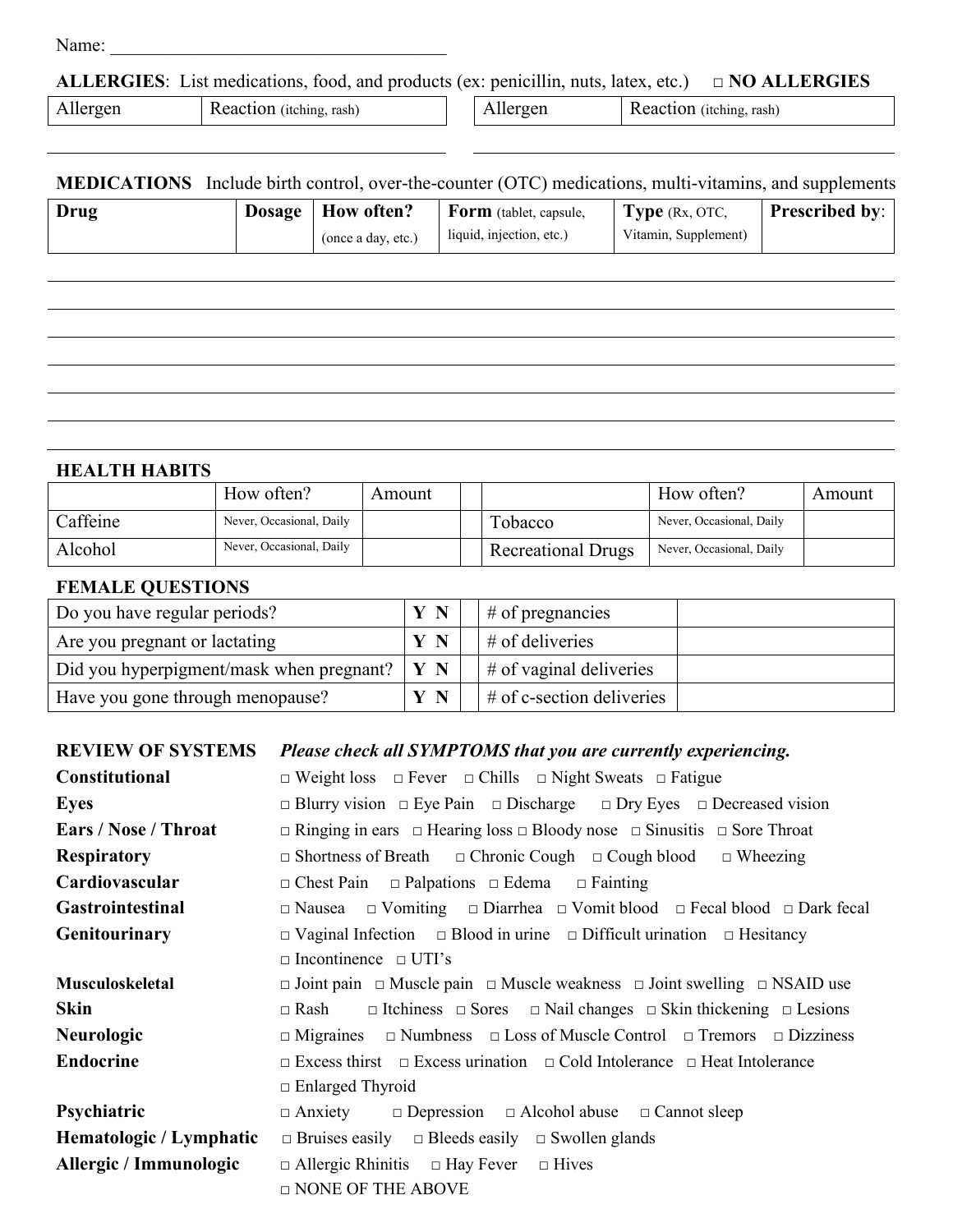Name: ____________________________________

**ALLERGIES**: List medications, food, and products (ex: penicillin, nuts, latex, etc.) □ **NO ALLERGIES**

| Allergen | Reaction (itching, rash) | | Allergen | Reaction (itching, rash) |
|---|---|---|---|---|
| | | | | |

**MEDICATIONS** Include birth control, over-the-counter (OTC) medications, multi-vitamins, and supplements

| Drug | Dosage | How often? (once a day, etc.) | Form (tablet, capsule, liquid, injection, etc.) | Type (Rx, OTC, Vitamin, Supplement) | Prescribed by: |
|---|---|---|---|---|---|
| | | | | | |
| | | | | | |
| | | | | | |
| | | | | | |
| | | | | | |
| | | | | | |
| | | | | | |

**HEALTH HABITS**

| | How often? | Amount | | | How often? | Amount |
|---|---|---|---|---|---|---|
| Caffeine | Never, Occasional, Daily | | | Tobacco | Never, Occasional, Daily | |
| Alcohol | Never, Occasional, Daily | | | Recreational Drugs | Never, Occasional, Daily | |

**FEMALE QUESTIONS**

| | | | | |
|---|---|---|---|---|
| Do you have regular periods? | **Y N** | | # of pregnancies | |
| Are you pregnant or lactating | **Y N** | | # of deliveries | |
| Did you hyperpigment/mask when pregnant? | **Y N** | | # of vaginal deliveries | |
| Have you gone through menopause? | **Y N** | | # of c-section deliveries | |

**REVIEW OF SYSTEMS** ***Please check all SYMPTOMS that you are currently experiencing.***

**Constitutional** □ Weight loss □ Fever □ Chills □ Night Sweats □ Fatigue

**Eyes** □ Blurry vision □ Eye Pain □ Discharge □ Dry Eyes □ Decreased vision

**Ears / Nose / Throat** □ Ringing in ears □ Hearing loss □ Bloody nose □ Sinusitis □ Sore Throat

**Respiratory** □ Shortness of Breath □ Chronic Cough □ Cough blood □ Wheezing

**Cardiovascular** □ Chest Pain □ Palpations □ Edema □ Fainting

**Gastrointestinal** □ Nausea □ Vomiting □ Diarrhea □ Vomit blood □ Fecal blood □ Dark fecal

**Genitourinary** □ Vaginal Infection □ Blood in urine □ Difficult urination □ Hesitancy □ Incontinence □ UTI's

**Musculoskeletal** □ Joint pain □ Muscle pain □ Muscle weakness □ Joint swelling □ NSAID use

**Skin** □ Rash □ Itchiness □ Sores □ Nail changes □ Skin thickening □ Lesions

**Neurologic** □ Migraines □ Numbness □ Loss of Muscle Control □ Tremors □ Dizziness

**Endocrine** □ Excess thirst □ Excess urination □ Cold Intolerance □ Heat Intolerance □ Enlarged Thyroid

**Psychiatric** □ Anxiety □ Depression □ Alcohol abuse □ Cannot sleep

**Hematologic / Lymphatic** □ Bruises easily □ Bleeds easily □ Swollen glands

**Allergic / Immunologic** □ Allergic Rhinitis □ Hay Fever □ Hives

□ NONE OF THE ABOVE